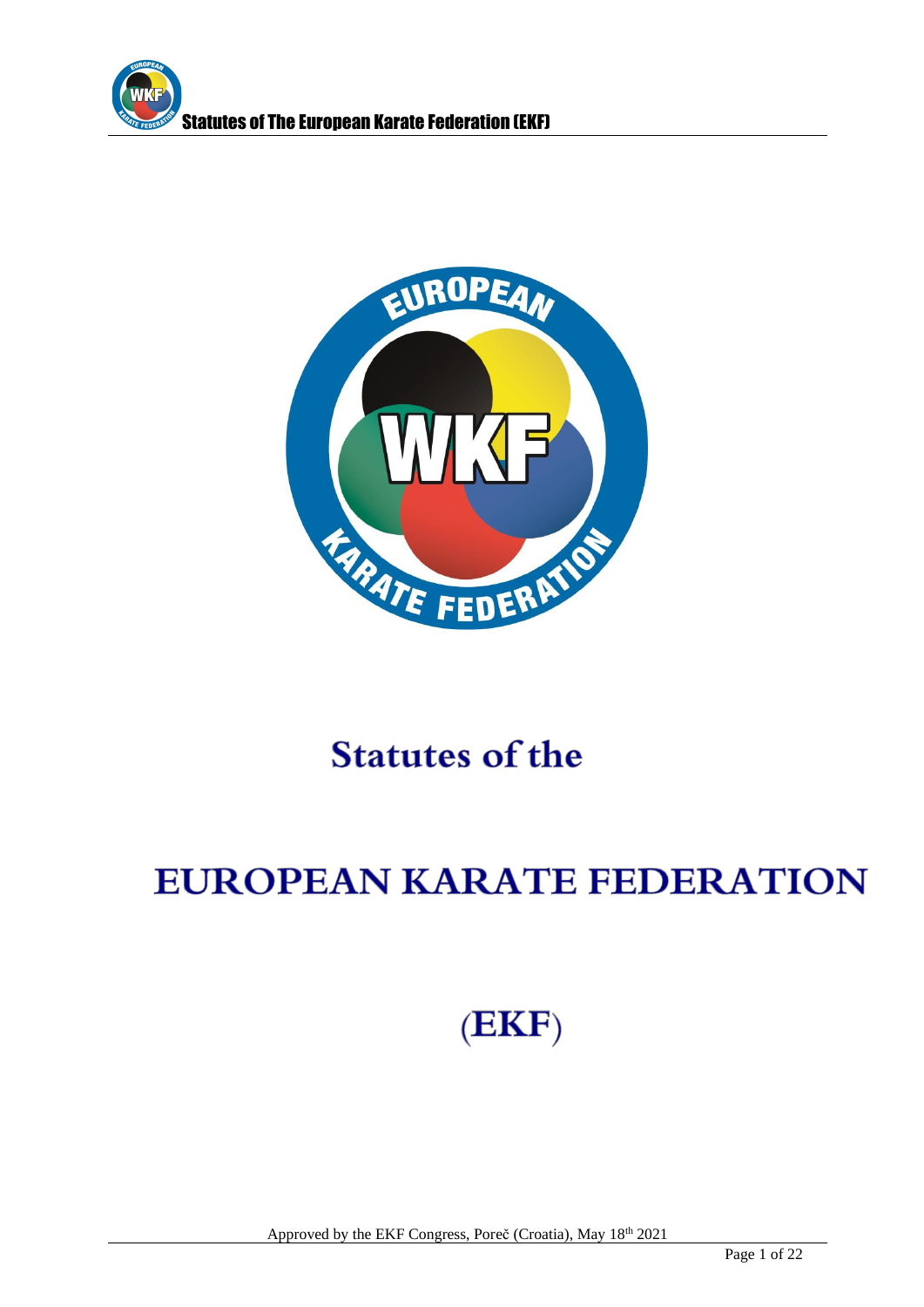# Statutes of the

# EUROPEAN KARATE FEDERATION

# (EKF)

Approved by the EKF Congress, Poreč (Croatia), May 18th 2021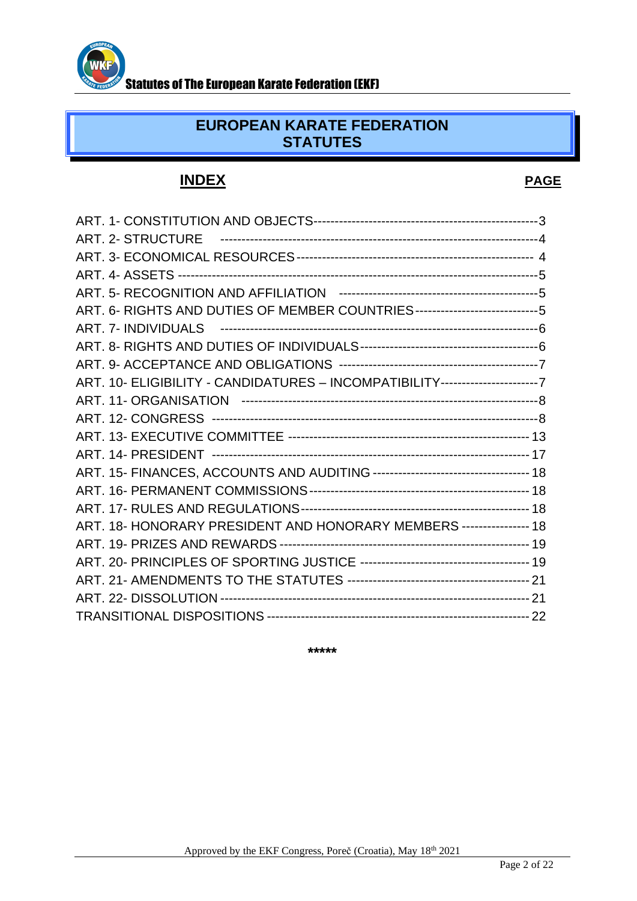# EUROPEAN KARATE FEDERATION STATUTES

## INDEX

| INDEX | PAGE |
|---|---|
| ART. 1- CONSTITUTION AND OBJECTS | 3 |
| ART. 2- STRUCTURE | 4 |
| ART. 3- ECONOMICAL RESOURCES | 4 |
| ART. 4- ASSETS | 5 |
| ART. 5- RECOGNITION AND AFFILIATION | 5 |
| ART. 6- RIGHTS AND DUTIES OF MEMBER COUNTRIES | 5 |
| ART. 7- INDIVIDUALS | 6 |
| ART. 8- RIGHTS AND DUTIES OF INDIVIDUALS | 6 |
| ART. 9- ACCEPTANCE AND OBLIGATIONS | 7 |
| ART. 10- ELIGIBILITY - CANDIDATURES – INCOMPATIBILITY | 7 |
| ART. 11- ORGANISATION | 8 |
| ART. 12- CONGRESS | 8 |
| ART. 13- EXECUTIVE COMMITTEE | 13 |
| ART. 14- PRESIDENT | 17 |
| ART. 15- FINANCES, ACCOUNTS AND AUDITING | 18 |
| ART. 16- PERMANENT COMMISSIONS | 18 |
| ART. 17- RULES AND REGULATIONS | 18 |
| ART. 18- HONORARY PRESIDENT AND HONORARY MEMBERS | 18 |
| ART. 19- PRIZES AND REWARDS | 19 |
| ART. 20- PRINCIPLES OF SPORTING JUSTICE | 19 |
| ART. 21- AMENDMENTS TO THE STATUTES | 21 |
| ART. 22- DISSOLUTION | 21 |
| TRANSITIONAL DISPOSITIONS | 22 |

*****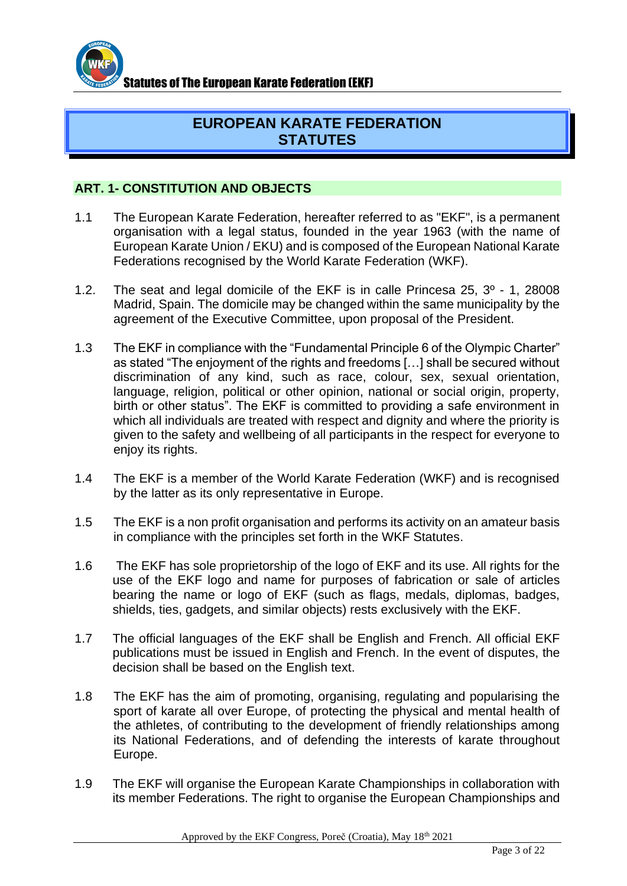# EUROPEAN KARATE FEDERATION STATUTES

## ART. 1- CONSTITUTION AND OBJECTS

1.1 The European Karate Federation, hereafter referred to as "EKF", is a permanent organisation with a legal status, founded in the year 1963 (with the name of European Karate Union / EKU) and is composed of the European National Karate Federations recognised by the World Karate Federation (WKF).

1.2. The seat and legal domicile of the EKF is in calle Princesa 25, 3º - 1, 28008 Madrid, Spain. The domicile may be changed within the same municipality by the agreement of the Executive Committee, upon proposal of the President.

1.3 The EKF in compliance with the "Fundamental Principle 6 of the Olympic Charter" as stated "The enjoyment of the rights and freedoms […] shall be secured without discrimination of any kind, such as race, colour, sex, sexual orientation, language, religion, political or other opinion, national or social origin, property, birth or other status". The EKF is committed to providing a safe environment in which all individuals are treated with respect and dignity and where the priority is given to the safety and wellbeing of all participants in the respect for everyone to enjoy its rights.

1.4 The EKF is a member of the World Karate Federation (WKF) and is recognised by the latter as its only representative in Europe.

1.5 The EKF is a non profit organisation and performs its activity on an amateur basis in compliance with the principles set forth in the WKF Statutes.

1.6 The EKF has sole proprietorship of the logo of EKF and its use. All rights for the use of the EKF logo and name for purposes of fabrication or sale of articles bearing the name or logo of EKF (such as flags, medals, diplomas, badges, shields, ties, gadgets, and similar objects) rests exclusively with the EKF.

1.7 The official languages of the EKF shall be English and French. All official EKF publications must be issued in English and French. In the event of disputes, the decision shall be based on the English text.

1.8 The EKF has the aim of promoting, organising, regulating and popularising the sport of karate all over Europe, of protecting the physical and mental health of the athletes, of contributing to the development of friendly relationships among its National Federations, and of defending the interests of karate throughout Europe.

1.9 The EKF will organise the European Karate Championships in collaboration with its member Federations. The right to organise the European Championships and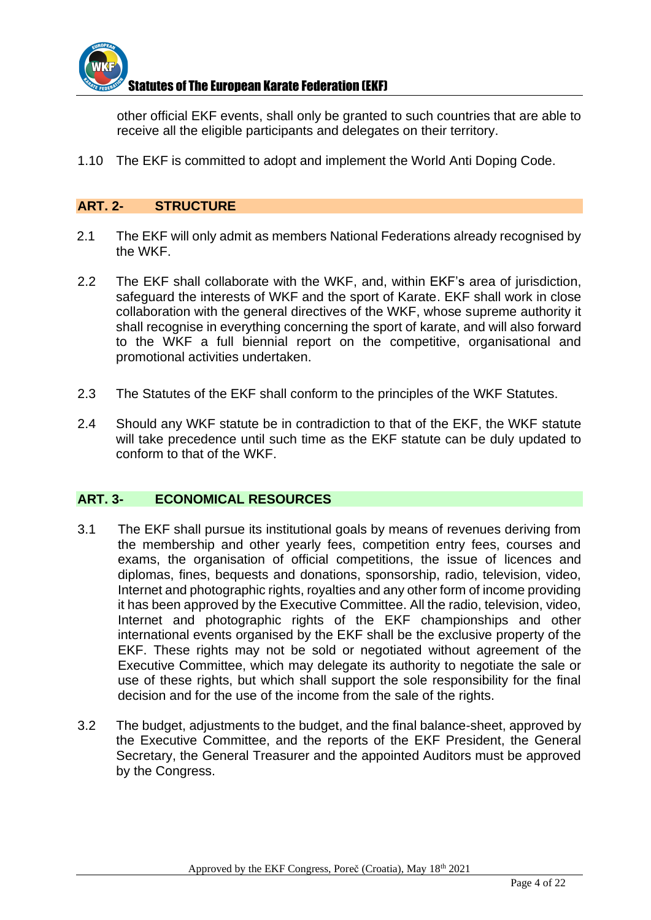other official EKF events, shall only be granted to such countries that are able to receive all the eligible participants and delegates on their territory.

1.10 The EKF is committed to adopt and implement the World Anti Doping Code.

## ART. 2- STRUCTURE

2.1 The EKF will only admit as members National Federations already recognised by the WKF.

2.2 The EKF shall collaborate with the WKF, and, within EKF's area of jurisdiction, safeguard the interests of WKF and the sport of Karate. EKF shall work in close collaboration with the general directives of the WKF, whose supreme authority it shall recognise in everything concerning the sport of karate, and will also forward to the WKF a full biennial report on the competitive, organisational and promotional activities undertaken.

2.3 The Statutes of the EKF shall conform to the principles of the WKF Statutes.

2.4 Should any WKF statute be in contradiction to that of the EKF, the WKF statute will take precedence until such time as the EKF statute can be duly updated to conform to that of the WKF.

## ART. 3- ECONOMICAL RESOURCES

3.1 The EKF shall pursue its institutional goals by means of revenues deriving from the membership and other yearly fees, competition entry fees, courses and exams, the organisation of official competitions, the issue of licences and diplomas, fines, bequests and donations, sponsorship, radio, television, video, Internet and photographic rights, royalties and any other form of income providing it has been approved by the Executive Committee. All the radio, television, video, Internet and photographic rights of the EKF championships and other international events organised by the EKF shall be the exclusive property of the EKF. These rights may not be sold or negotiated without agreement of the Executive Committee, which may delegate its authority to negotiate the sale or use of these rights, but which shall support the sole responsibility for the final decision and for the use of the income from the sale of the rights.

3.2 The budget, adjustments to the budget, and the final balance-sheet, approved by the Executive Committee, and the reports of the EKF President, the General Secretary, the General Treasurer and the appointed Auditors must be approved by the Congress.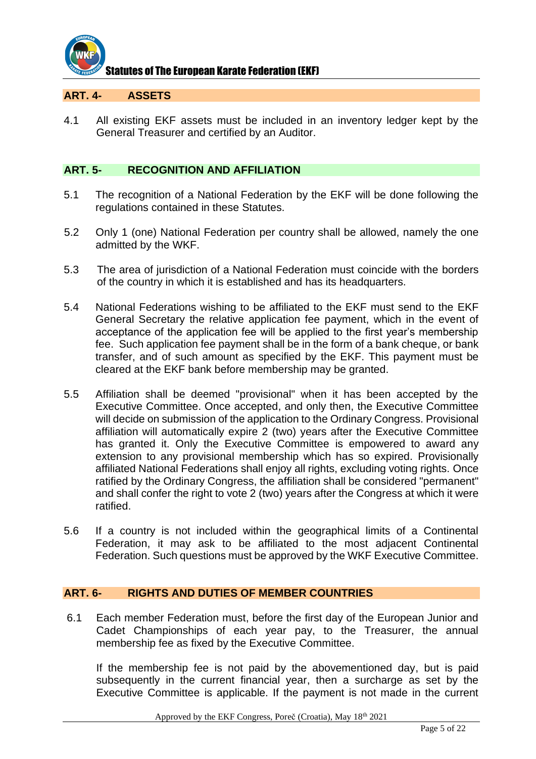## ART. 4- ASSETS

4.1 All existing EKF assets must be included in an inventory ledger kept by the General Treasurer and certified by an Auditor.

## ART. 5- RECOGNITION AND AFFILIATION

5.1 The recognition of a National Federation by the EKF will be done following the regulations contained in these Statutes.

5.2 Only 1 (one) National Federation per country shall be allowed, namely the one admitted by the WKF.

5.3 The area of jurisdiction of a National Federation must coincide with the borders of the country in which it is established and has its headquarters.

5.4 National Federations wishing to be affiliated to the EKF must send to the EKF General Secretary the relative application fee payment, which in the event of acceptance of the application fee will be applied to the first year's membership fee. Such application fee payment shall be in the form of a bank cheque, or bank transfer, and of such amount as specified by the EKF. This payment must be cleared at the EKF bank before membership may be granted.

5.5 Affiliation shall be deemed "provisional" when it has been accepted by the Executive Committee. Once accepted, and only then, the Executive Committee will decide on submission of the application to the Ordinary Congress. Provisional affiliation will automatically expire 2 (two) years after the Executive Committee has granted it. Only the Executive Committee is empowered to award any extension to any provisional membership which has so expired. Provisionally affiliated National Federations shall enjoy all rights, excluding voting rights. Once ratified by the Ordinary Congress, the affiliation shall be considered "permanent" and shall confer the right to vote 2 (two) years after the Congress at which it were ratified.

5.6 If a country is not included within the geographical limits of a Continental Federation, it may ask to be affiliated to the most adjacent Continental Federation. Such questions must be approved by the WKF Executive Committee.

## ART. 6- RIGHTS AND DUTIES OF MEMBER COUNTRIES

6.1 Each member Federation must, before the first day of the European Junior and Cadet Championships of each year pay, to the Treasurer, the annual membership fee as fixed by the Executive Committee.

If the membership fee is not paid by the abovementioned day, but is paid subsequently in the current financial year, then a surcharge as set by the Executive Committee is applicable. If the payment is not made in the current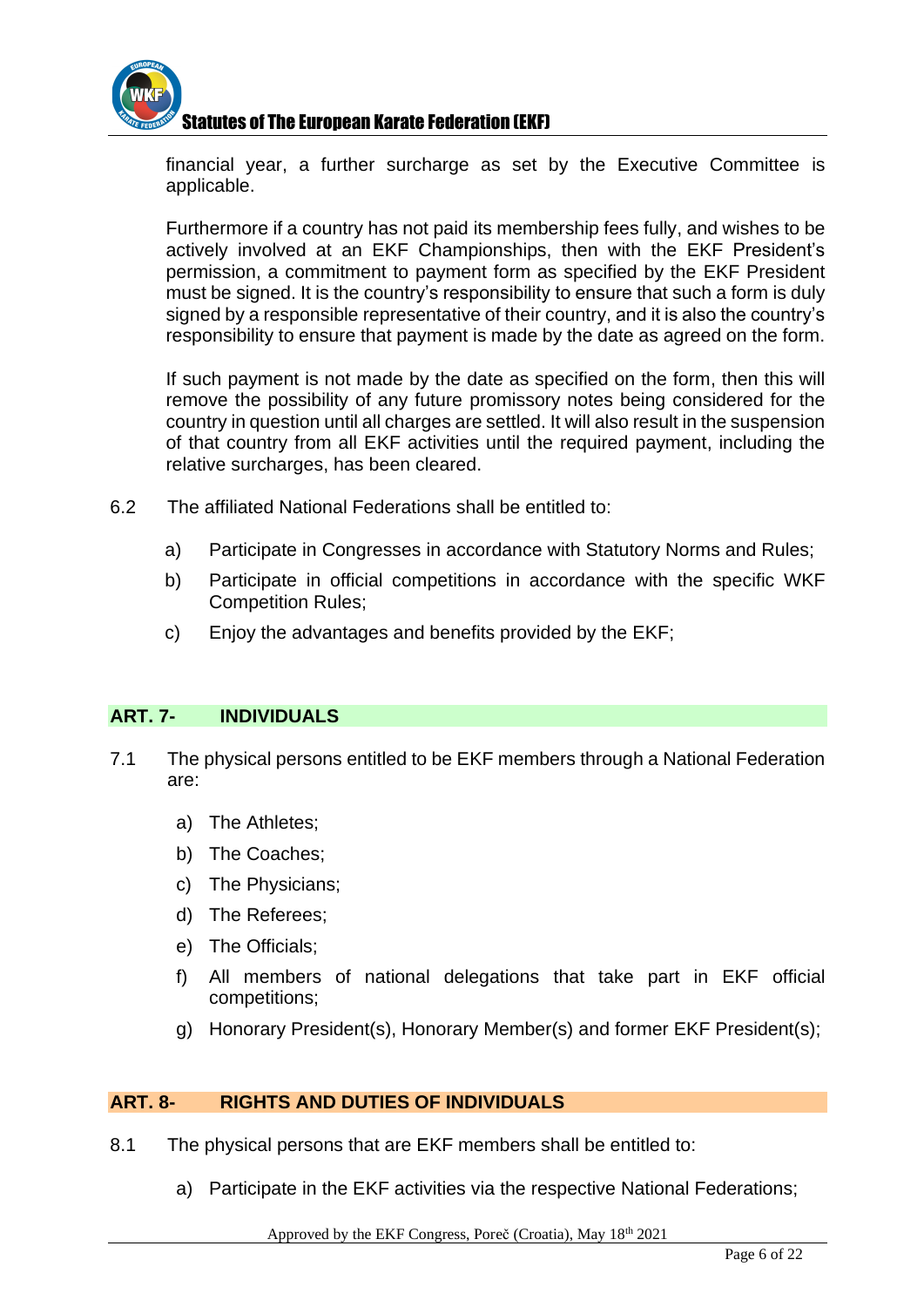financial year, a further surcharge as set by the Executive Committee is applicable.

Furthermore if a country has not paid its membership fees fully, and wishes to be actively involved at an EKF Championships, then with the EKF President's permission, a commitment to payment form as specified by the EKF President must be signed. It is the country's responsibility to ensure that such a form is duly signed by a responsible representative of their country, and it is also the country's responsibility to ensure that payment is made by the date as agreed on the form.

If such payment is not made by the date as specified on the form, then this will remove the possibility of any future promissory notes being considered for the country in question until all charges are settled. It will also result in the suspension of that country from all EKF activities until the required payment, including the relative surcharges, has been cleared.

6.2 The affiliated National Federations shall be entitled to:

a) Participate in Congresses in accordance with Statutory Norms and Rules;

b) Participate in official competitions in accordance with the specific WKF Competition Rules;

c) Enjoy the advantages and benefits provided by the EKF;

## ART. 7- INDIVIDUALS

7.1 The physical persons entitled to be EKF members through a National Federation are:

a) The Athletes;

b) The Coaches;

c) The Physicians;

d) The Referees;

e) The Officials;

f) All members of national delegations that take part in EKF official competitions;

g) Honorary President(s), Honorary Member(s) and former EKF President(s);

## ART. 8- RIGHTS AND DUTIES OF INDIVIDUALS

8.1 The physical persons that are EKF members shall be entitled to:

a) Participate in the EKF activities via the respective National Federations;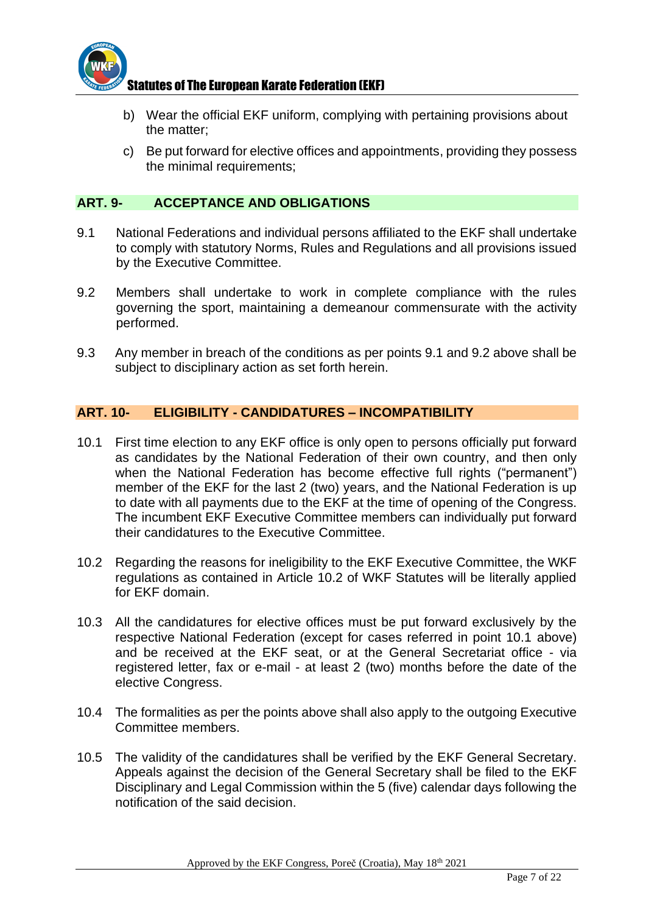b) Wear the official EKF uniform, complying with pertaining provisions about the matter;

c) Be put forward for elective offices and appointments, providing they possess the minimal requirements;

## ART. 9- ACCEPTANCE AND OBLIGATIONS

9.1 National Federations and individual persons affiliated to the EKF shall undertake to comply with statutory Norms, Rules and Regulations and all provisions issued by the Executive Committee.

9.2 Members shall undertake to work in complete compliance with the rules governing the sport, maintaining a demeanour commensurate with the activity performed.

9.3 Any member in breach of the conditions as per points 9.1 and 9.2 above shall be subject to disciplinary action as set forth herein.

## ART. 10- ELIGIBILITY - CANDIDATURES – INCOMPATIBILITY

10.1 First time election to any EKF office is only open to persons officially put forward as candidates by the National Federation of their own country, and then only when the National Federation has become effective full rights ("permanent") member of the EKF for the last 2 (two) years, and the National Federation is up to date with all payments due to the EKF at the time of opening of the Congress. The incumbent EKF Executive Committee members can individually put forward their candidatures to the Executive Committee.

10.2 Regarding the reasons for ineligibility to the EKF Executive Committee, the WKF regulations as contained in Article 10.2 of WKF Statutes will be literally applied for EKF domain.

10.3 All the candidatures for elective offices must be put forward exclusively by the respective National Federation (except for cases referred in point 10.1 above) and be received at the EKF seat, or at the General Secretariat office - via registered letter, fax or e-mail - at least 2 (two) months before the date of the elective Congress.

10.4 The formalities as per the points above shall also apply to the outgoing Executive Committee members.

10.5 The validity of the candidatures shall be verified by the EKF General Secretary. Appeals against the decision of the General Secretary shall be filed to the EKF Disciplinary and Legal Commission within the 5 (five) calendar days following the notification of the said decision.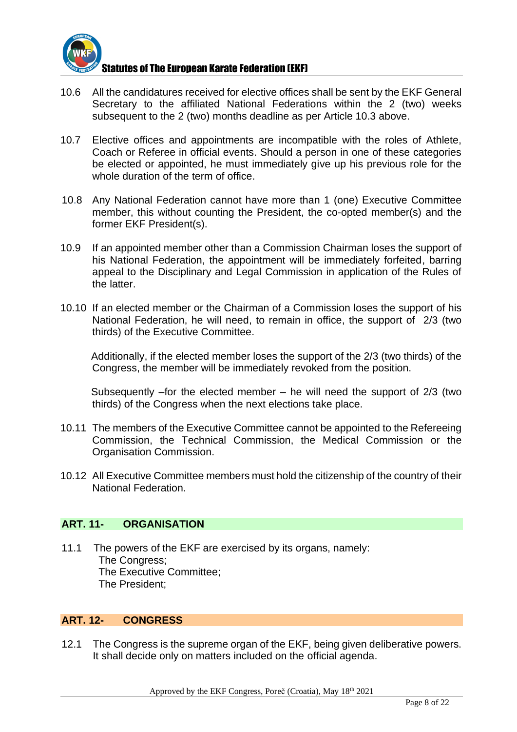10.6 All the candidatures received for elective offices shall be sent by the EKF General Secretary to the affiliated National Federations within the 2 (two) weeks subsequent to the 2 (two) months deadline as per Article 10.3 above.

10.7 Elective offices and appointments are incompatible with the roles of Athlete, Coach or Referee in official events. Should a person in one of these categories be elected or appointed, he must immediately give up his previous role for the whole duration of the term of office.

10.8 Any National Federation cannot have more than 1 (one) Executive Committee member, this without counting the President, the co-opted member(s) and the former EKF President(s).

10.9 If an appointed member other than a Commission Chairman loses the support of his National Federation, the appointment will be immediately forfeited, barring appeal to the Disciplinary and Legal Commission in application of the Rules of the latter.

10.10 If an elected member or the Chairman of a Commission loses the support of his National Federation, he will need, to remain in office, the support of 2/3 (two thirds) of the Executive Committee.

Additionally, if the elected member loses the support of the 2/3 (two thirds) of the Congress, the member will be immediately revoked from the position.

Subsequently –for the elected member – he will need the support of 2/3 (two thirds) of the Congress when the next elections take place.

10.11 The members of the Executive Committee cannot be appointed to the Refereeing Commission, the Technical Commission, the Medical Commission or the Organisation Commission.

10.12 All Executive Committee members must hold the citizenship of the country of their National Federation.

## ART. 11- ORGANISATION

11.1 The powers of the EKF are exercised by its organs, namely:
The Congress;
The Executive Committee;
The President;

## ART. 12- CONGRESS

12.1 The Congress is the supreme organ of the EKF, being given deliberative powers. It shall decide only on matters included on the official agenda.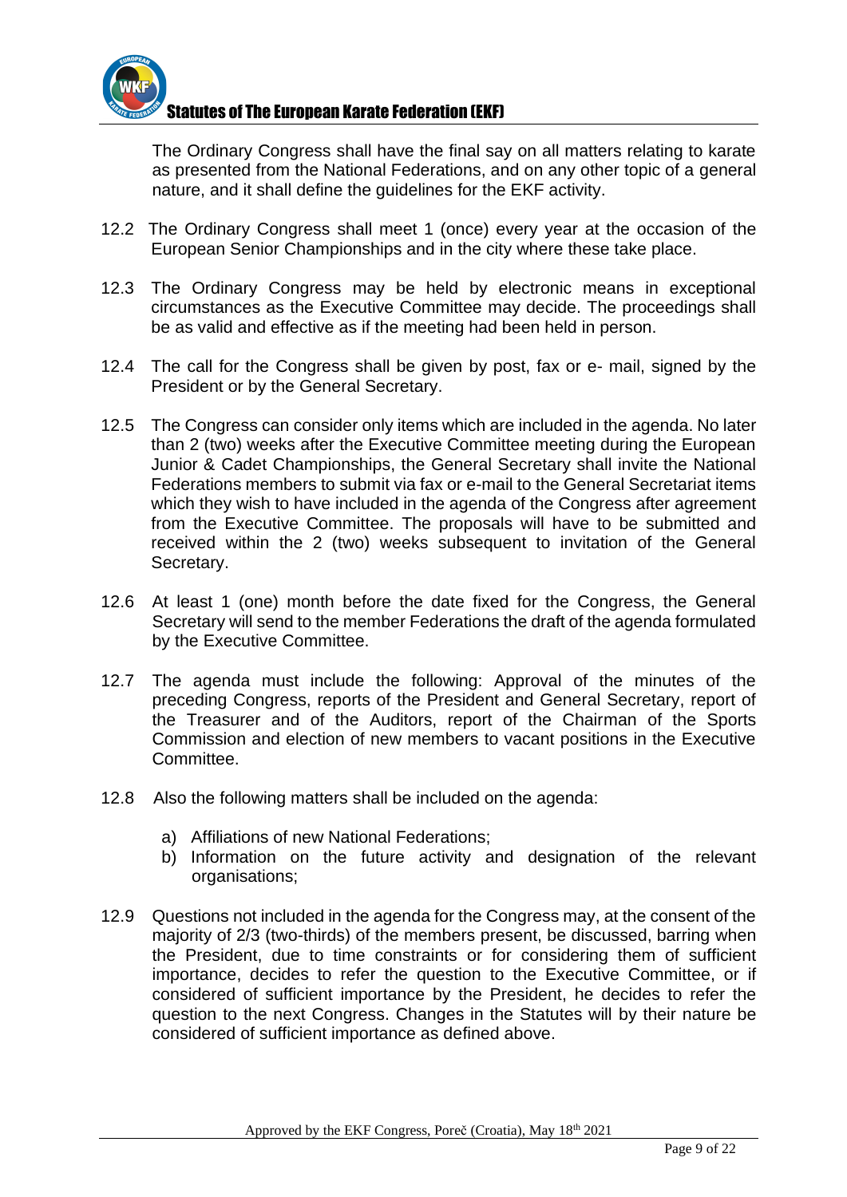The Ordinary Congress shall have the final say on all matters relating to karate as presented from the National Federations, and on any other topic of a general nature, and it shall define the guidelines for the EKF activity.

12.2 The Ordinary Congress shall meet 1 (once) every year at the occasion of the European Senior Championships and in the city where these take place.

12.3 The Ordinary Congress may be held by electronic means in exceptional circumstances as the Executive Committee may decide. The proceedings shall be as valid and effective as if the meeting had been held in person.

12.4 The call for the Congress shall be given by post, fax or e- mail, signed by the President or by the General Secretary.

12.5 The Congress can consider only items which are included in the agenda. No later than 2 (two) weeks after the Executive Committee meeting during the European Junior & Cadet Championships, the General Secretary shall invite the National Federations members to submit via fax or e-mail to the General Secretariat items which they wish to have included in the agenda of the Congress after agreement from the Executive Committee. The proposals will have to be submitted and received within the 2 (two) weeks subsequent to invitation of the General Secretary.

12.6 At least 1 (one) month before the date fixed for the Congress, the General Secretary will send to the member Federations the draft of the agenda formulated by the Executive Committee.

12.7 The agenda must include the following: Approval of the minutes of the preceding Congress, reports of the President and General Secretary, report of the Treasurer and of the Auditors, report of the Chairman of the Sports Commission and election of new members to vacant positions in the Executive Committee.

12.8 Also the following matters shall be included on the agenda:

a) Affiliations of new National Federations;
b) Information on the future activity and designation of the relevant organisations;

12.9 Questions not included in the agenda for the Congress may, at the consent of the majority of 2/3 (two-thirds) of the members present, be discussed, barring when the President, due to time constraints or for considering them of sufficient importance, decides to refer the question to the Executive Committee, or if considered of sufficient importance by the President, he decides to refer the question to the next Congress. Changes in the Statutes will by their nature be considered of sufficient importance as defined above.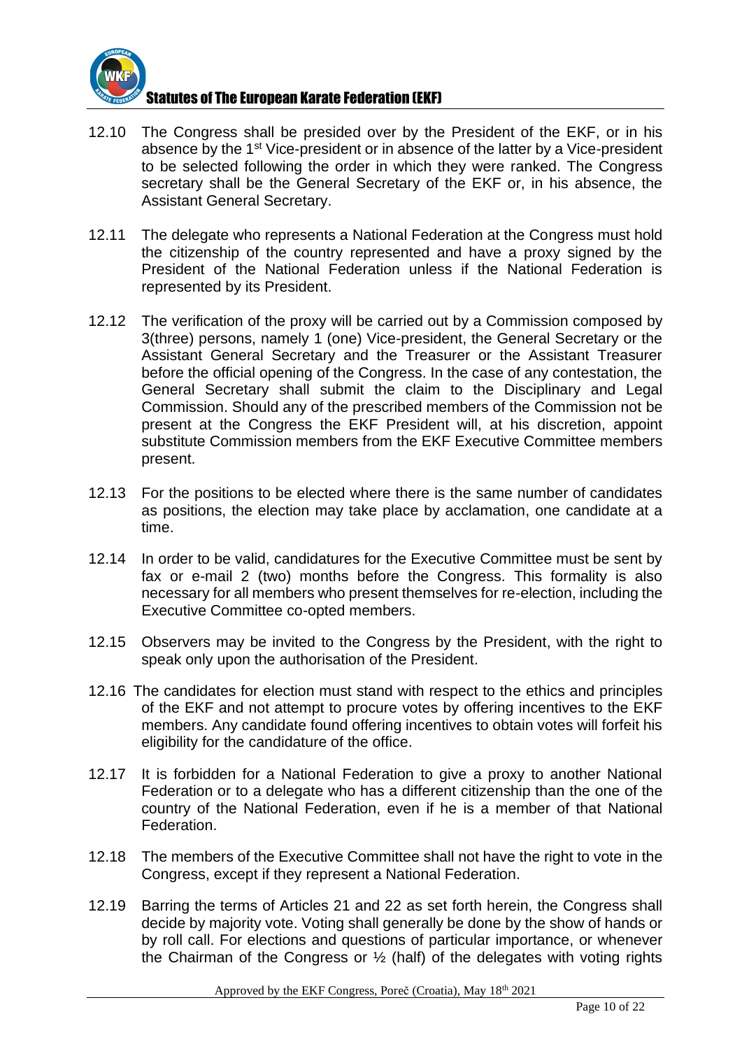12.10 The Congress shall be presided over by the President of the EKF, or in his absence by the 1st Vice-president or in absence of the latter by a Vice-president to be selected following the order in which they were ranked. The Congress secretary shall be the General Secretary of the EKF or, in his absence, the Assistant General Secretary.

12.11 The delegate who represents a National Federation at the Congress must hold the citizenship of the country represented and have a proxy signed by the President of the National Federation unless if the National Federation is represented by its President.

12.12 The verification of the proxy will be carried out by a Commission composed by 3(three) persons, namely 1 (one) Vice-president, the General Secretary or the Assistant General Secretary and the Treasurer or the Assistant Treasurer before the official opening of the Congress. In the case of any contestation, the General Secretary shall submit the claim to the Disciplinary and Legal Commission. Should any of the prescribed members of the Commission not be present at the Congress the EKF President will, at his discretion, appoint substitute Commission members from the EKF Executive Committee members present.

12.13 For the positions to be elected where there is the same number of candidates as positions, the election may take place by acclamation, one candidate at a time.

12.14 In order to be valid, candidatures for the Executive Committee must be sent by fax or e-mail 2 (two) months before the Congress. This formality is also necessary for all members who present themselves for re-election, including the Executive Committee co-opted members.

12.15 Observers may be invited to the Congress by the President, with the right to speak only upon the authorisation of the President.

12.16 The candidates for election must stand with respect to the ethics and principles of the EKF and not attempt to procure votes by offering incentives to the EKF members. Any candidate found offering incentives to obtain votes will forfeit his eligibility for the candidature of the office.

12.17 It is forbidden for a National Federation to give a proxy to another National Federation or to a delegate who has a different citizenship than the one of the country of the National Federation, even if he is a member of that National Federation.

12.18 The members of the Executive Committee shall not have the right to vote in the Congress, except if they represent a National Federation.

12.19 Barring the terms of Articles 21 and 22 as set forth herein, the Congress shall decide by majority vote. Voting shall generally be done by the show of hands or by roll call. For elections and questions of particular importance, or whenever the Chairman of the Congress or ½ (half) of the delegates with voting rights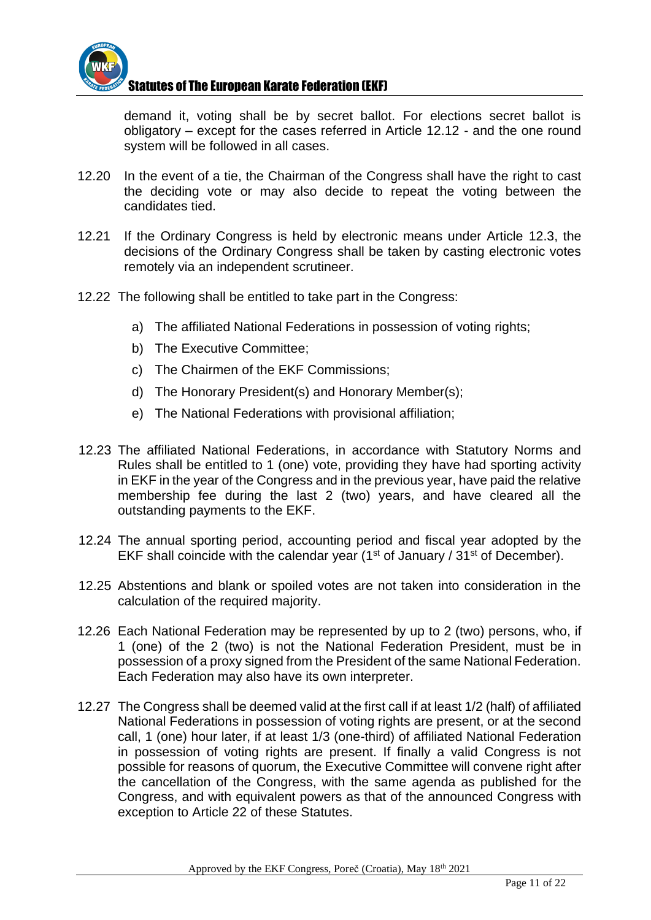demand it, voting shall be by secret ballot. For elections secret ballot is obligatory – except for the cases referred in Article 12.12 - and the one round system will be followed in all cases.

12.20 In the event of a tie, the Chairman of the Congress shall have the right to cast the deciding vote or may also decide to repeat the voting between the candidates tied.

12.21 If the Ordinary Congress is held by electronic means under Article 12.3, the decisions of the Ordinary Congress shall be taken by casting electronic votes remotely via an independent scrutineer.

12.22 The following shall be entitled to take part in the Congress:

a) The affiliated National Federations in possession of voting rights;
b) The Executive Committee;
c) The Chairmen of the EKF Commissions;
d) The Honorary President(s) and Honorary Member(s);
e) The National Federations with provisional affiliation;

12.23 The affiliated National Federations, in accordance with Statutory Norms and Rules shall be entitled to 1 (one) vote, providing they have had sporting activity in EKF in the year of the Congress and in the previous year, have paid the relative membership fee during the last 2 (two) years, and have cleared all the outstanding payments to the EKF.

12.24 The annual sporting period, accounting period and fiscal year adopted by the EKF shall coincide with the calendar year (1st of January / 31st of December).

12.25 Abstentions and blank or spoiled votes are not taken into consideration in the calculation of the required majority.

12.26 Each National Federation may be represented by up to 2 (two) persons, who, if 1 (one) of the 2 (two) is not the National Federation President, must be in possession of a proxy signed from the President of the same National Federation. Each Federation may also have its own interpreter.

12.27 The Congress shall be deemed valid at the first call if at least 1/2 (half) of affiliated National Federations in possession of voting rights are present, or at the second call, 1 (one) hour later, if at least 1/3 (one-third) of affiliated National Federation in possession of voting rights are present. If finally a valid Congress is not possible for reasons of quorum, the Executive Committee will convene right after the cancellation of the Congress, with the same agenda as published for the Congress, and with equivalent powers as that of the announced Congress with exception to Article 22 of these Statutes.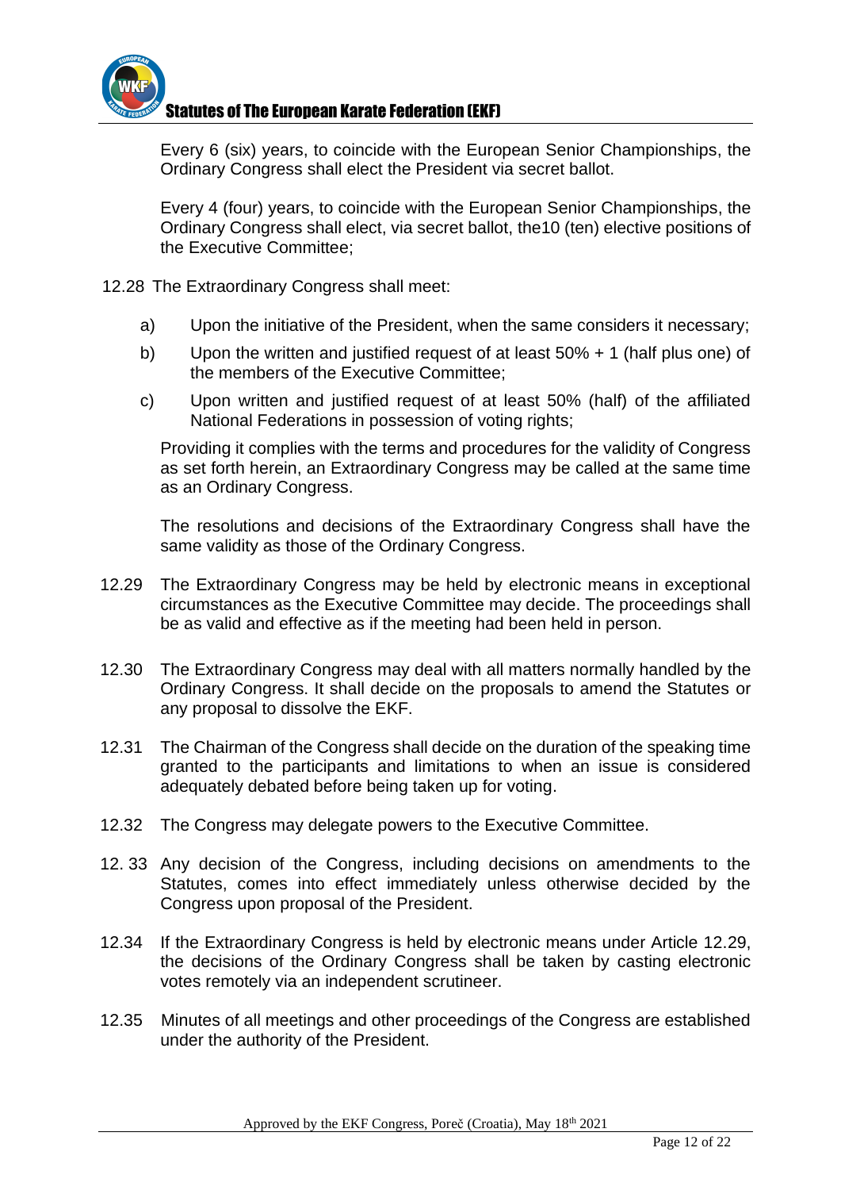Every 6 (six) years, to coincide with the European Senior Championships, the Ordinary Congress shall elect the President via secret ballot.

Every 4 (four) years, to coincide with the European Senior Championships, the Ordinary Congress shall elect, via secret ballot, the10 (ten) elective positions of the Executive Committee;

12.28 The Extraordinary Congress shall meet:

a) Upon the initiative of the President, when the same considers it necessary;

b) Upon the written and justified request of at least 50% + 1 (half plus one) of the members of the Executive Committee;

c) Upon written and justified request of at least 50% (half) of the affiliated National Federations in possession of voting rights;

Providing it complies with the terms and procedures for the validity of Congress as set forth herein, an Extraordinary Congress may be called at the same time as an Ordinary Congress.

The resolutions and decisions of the Extraordinary Congress shall have the same validity as those of the Ordinary Congress.

12.29 The Extraordinary Congress may be held by electronic means in exceptional circumstances as the Executive Committee may decide. The proceedings shall be as valid and effective as if the meeting had been held in person.

12.30 The Extraordinary Congress may deal with all matters normally handled by the Ordinary Congress. It shall decide on the proposals to amend the Statutes or any proposal to dissolve the EKF.

12.31 The Chairman of the Congress shall decide on the duration of the speaking time granted to the participants and limitations to when an issue is considered adequately debated before being taken up for voting.

12.32 The Congress may delegate powers to the Executive Committee.

12. 33 Any decision of the Congress, including decisions on amendments to the Statutes, comes into effect immediately unless otherwise decided by the Congress upon proposal of the President.

12.34 If the Extraordinary Congress is held by electronic means under Article 12.29, the decisions of the Ordinary Congress shall be taken by casting electronic votes remotely via an independent scrutineer.

12.35 Minutes of all meetings and other proceedings of the Congress are established under the authority of the President.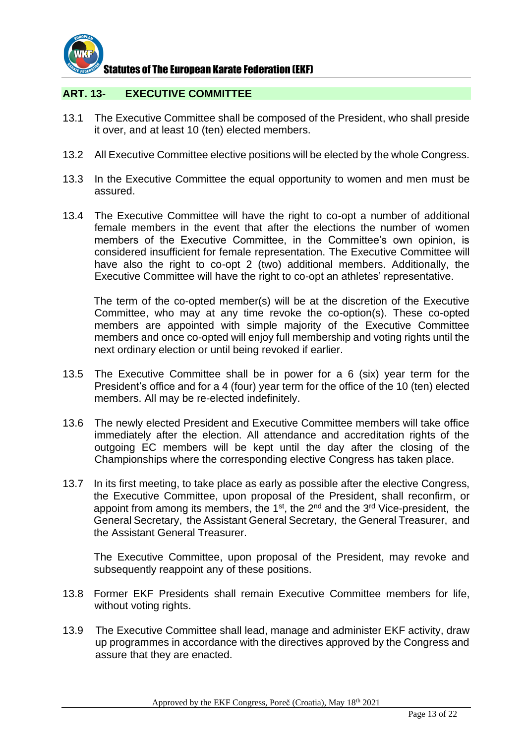## ART. 13- EXECUTIVE COMMITTEE

13.1 The Executive Committee shall be composed of the President, who shall preside it over, and at least 10 (ten) elected members.

13.2 All Executive Committee elective positions will be elected by the whole Congress.

13.3 In the Executive Committee the equal opportunity to women and men must be assured.

13.4 The Executive Committee will have the right to co-opt a number of additional female members in the event that after the elections the number of women members of the Executive Committee, in the Committee's own opinion, is considered insufficient for female representation. The Executive Committee will have also the right to co-opt 2 (two) additional members. Additionally, the Executive Committee will have the right to co-opt an athletes' representative.

The term of the co-opted member(s) will be at the discretion of the Executive Committee, who may at any time revoke the co-option(s). These co-opted members are appointed with simple majority of the Executive Committee members and once co-opted will enjoy full membership and voting rights until the next ordinary election or until being revoked if earlier.

13.5 The Executive Committee shall be in power for a 6 (six) year term for the President's office and for a 4 (four) year term for the office of the 10 (ten) elected members. All may be re-elected indefinitely.

13.6 The newly elected President and Executive Committee members will take office immediately after the election. All attendance and accreditation rights of the outgoing EC members will be kept until the day after the closing of the Championships where the corresponding elective Congress has taken place.

13.7 In its first meeting, to take place as early as possible after the elective Congress, the Executive Committee, upon proposal of the President, shall reconfirm, or appoint from among its members, the 1st, the 2nd and the 3rd Vice-president, the General Secretary, the Assistant General Secretary, the General Treasurer, and the Assistant General Treasurer.

The Executive Committee, upon proposal of the President, may revoke and subsequently reappoint any of these positions.

13.8 Former EKF Presidents shall remain Executive Committee members for life, without voting rights.

13.9 The Executive Committee shall lead, manage and administer EKF activity, draw up programmes in accordance with the directives approved by the Congress and assure that they are enacted.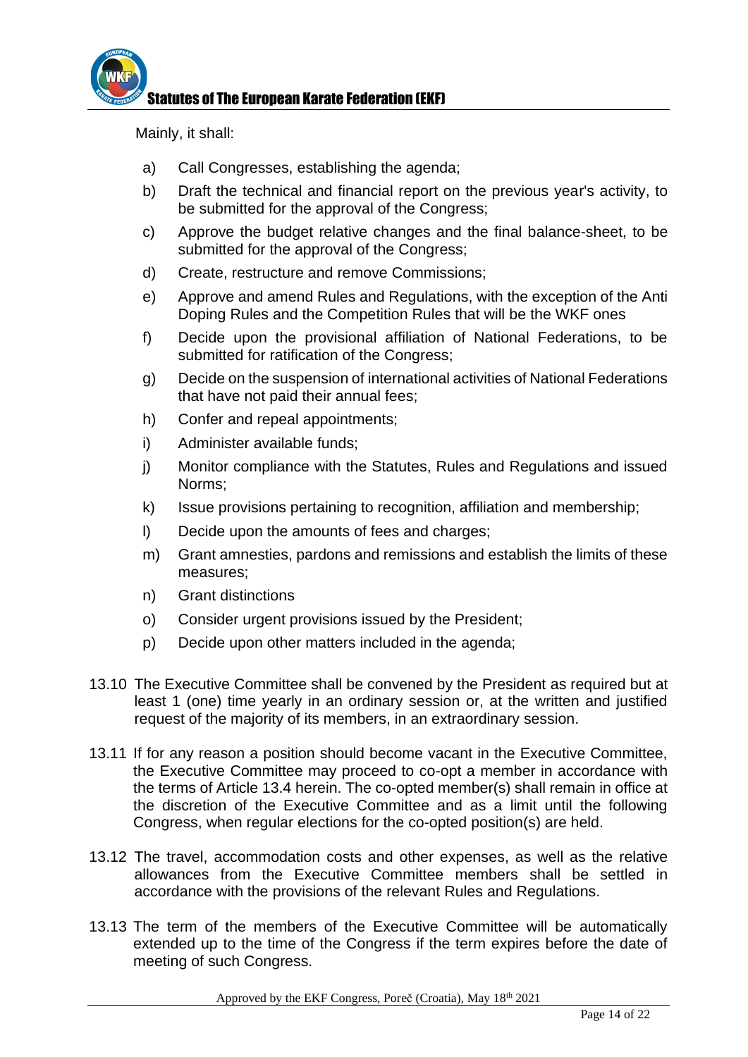Mainly, it shall:

a) Call Congresses, establishing the agenda;

b) Draft the technical and financial report on the previous year's activity, to be submitted for the approval of the Congress;

c) Approve the budget relative changes and the final balance-sheet, to be submitted for the approval of the Congress;

d) Create, restructure and remove Commissions;

e) Approve and amend Rules and Regulations, with the exception of the Anti Doping Rules and the Competition Rules that will be the WKF ones

f) Decide upon the provisional affiliation of National Federations, to be submitted for ratification of the Congress;

g) Decide on the suspension of international activities of National Federations that have not paid their annual fees;

h) Confer and repeal appointments;

i) Administer available funds;

j) Monitor compliance with the Statutes, Rules and Regulations and issued Norms;

k) Issue provisions pertaining to recognition, affiliation and membership;

l) Decide upon the amounts of fees and charges;

m) Grant amnesties, pardons and remissions and establish the limits of these measures;

n) Grant distinctions

o) Consider urgent provisions issued by the President;

p) Decide upon other matters included in the agenda;

13.10 The Executive Committee shall be convened by the President as required but at least 1 (one) time yearly in an ordinary session or, at the written and justified request of the majority of its members, in an extraordinary session.

13.11 If for any reason a position should become vacant in the Executive Committee, the Executive Committee may proceed to co-opt a member in accordance with the terms of Article 13.4 herein. The co-opted member(s) shall remain in office at the discretion of the Executive Committee and as a limit until the following Congress, when regular elections for the co-opted position(s) are held.

13.12 The travel, accommodation costs and other expenses, as well as the relative allowances from the Executive Committee members shall be settled in accordance with the provisions of the relevant Rules and Regulations.

13.13 The term of the members of the Executive Committee will be automatically extended up to the time of the Congress if the term expires before the date of meeting of such Congress.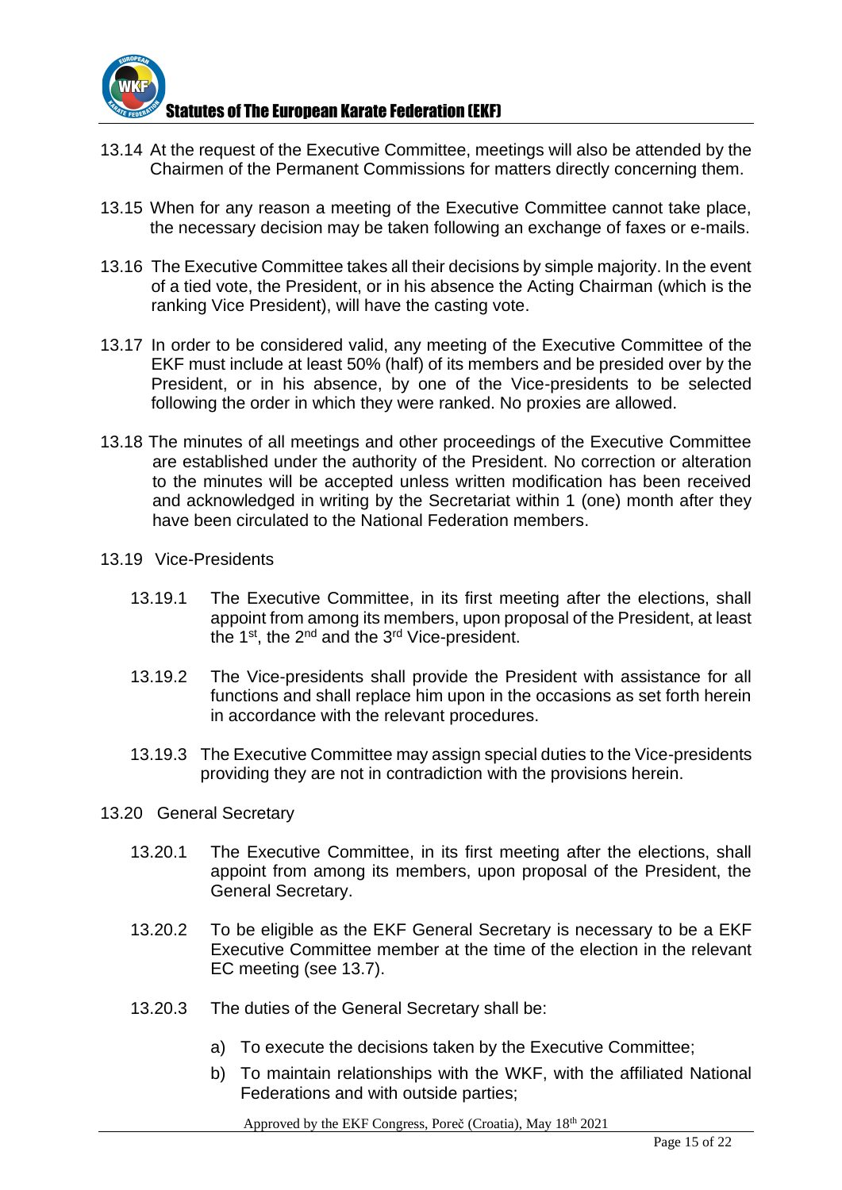13.14 At the request of the Executive Committee, meetings will also be attended by the Chairmen of the Permanent Commissions for matters directly concerning them.

13.15 When for any reason a meeting of the Executive Committee cannot take place, the necessary decision may be taken following an exchange of faxes or e-mails.

13.16 The Executive Committee takes all their decisions by simple majority. In the event of a tied vote, the President, or in his absence the Acting Chairman (which is the ranking Vice President), will have the casting vote.

13.17 In order to be considered valid, any meeting of the Executive Committee of the EKF must include at least 50% (half) of its members and be presided over by the President, or in his absence, by one of the Vice-presidents to be selected following the order in which they were ranked. No proxies are allowed.

13.18 The minutes of all meetings and other proceedings of the Executive Committee are established under the authority of the President. No correction or alteration to the minutes will be accepted unless written modification has been received and acknowledged in writing by the Secretariat within 1 (one) month after they have been circulated to the National Federation members.

13.19 Vice-Presidents

13.19.1 The Executive Committee, in its first meeting after the elections, shall appoint from among its members, upon proposal of the President, at least the 1st, the 2nd and the 3rd Vice-president.

13.19.2 The Vice-presidents shall provide the President with assistance for all functions and shall replace him upon in the occasions as set forth herein in accordance with the relevant procedures.

13.19.3 The Executive Committee may assign special duties to the Vice-presidents providing they are not in contradiction with the provisions herein.

13.20 General Secretary

13.20.1 The Executive Committee, in its first meeting after the elections, shall appoint from among its members, upon proposal of the President, the General Secretary.

13.20.2 To be eligible as the EKF General Secretary is necessary to be a EKF Executive Committee member at the time of the election in the relevant EC meeting (see 13.7).

13.20.3 The duties of the General Secretary shall be:

a) To execute the decisions taken by the Executive Committee;

b) To maintain relationships with the WKF, with the affiliated National Federations and with outside parties;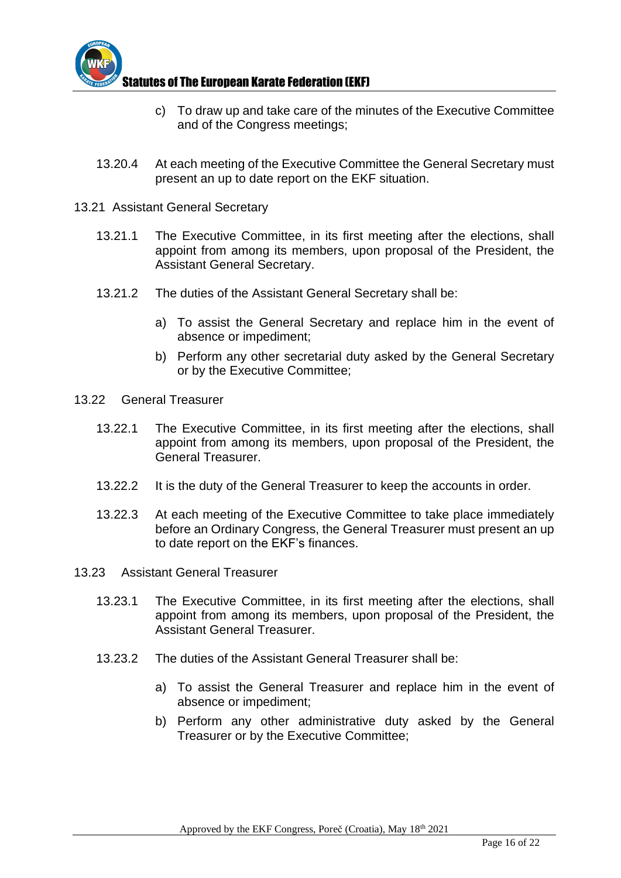c) To draw up and take care of the minutes of the Executive Committee and of the Congress meetings;

13.20.4 At each meeting of the Executive Committee the General Secretary must present an up to date report on the EKF situation.

13.21 Assistant General Secretary

13.21.1 The Executive Committee, in its first meeting after the elections, shall appoint from among its members, upon proposal of the President, the Assistant General Secretary.

13.21.2 The duties of the Assistant General Secretary shall be:

a) To assist the General Secretary and replace him in the event of absence or impediment;

b) Perform any other secretarial duty asked by the General Secretary or by the Executive Committee;

13.22 General Treasurer

13.22.1 The Executive Committee, in its first meeting after the elections, shall appoint from among its members, upon proposal of the President, the General Treasurer.

13.22.2 It is the duty of the General Treasurer to keep the accounts in order.

13.22.3 At each meeting of the Executive Committee to take place immediately before an Ordinary Congress, the General Treasurer must present an up to date report on the EKF's finances.

13.23 Assistant General Treasurer

13.23.1 The Executive Committee, in its first meeting after the elections, shall appoint from among its members, upon proposal of the President, the Assistant General Treasurer.

13.23.2 The duties of the Assistant General Treasurer shall be:

a) To assist the General Treasurer and replace him in the event of absence or impediment;

b) Perform any other administrative duty asked by the General Treasurer or by the Executive Committee;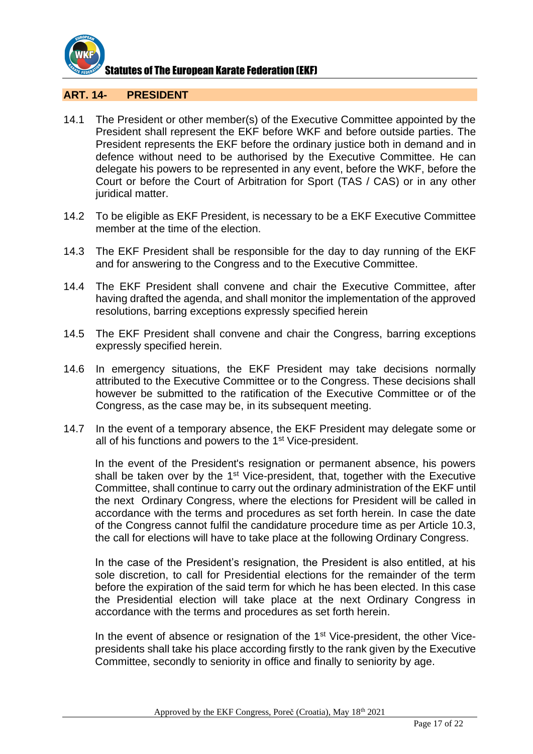## ART. 14- PRESIDENT

14.1 The President or other member(s) of the Executive Committee appointed by the President shall represent the EKF before WKF and before outside parties. The President represents the EKF before the ordinary justice both in demand and in defence without need to be authorised by the Executive Committee. He can delegate his powers to be represented in any event, before the WKF, before the Court or before the Court of Arbitration for Sport (TAS / CAS) or in any other juridical matter.

14.2 To be eligible as EKF President, is necessary to be a EKF Executive Committee member at the time of the election.

14.3 The EKF President shall be responsible for the day to day running of the EKF and for answering to the Congress and to the Executive Committee.

14.4 The EKF President shall convene and chair the Executive Committee, after having drafted the agenda, and shall monitor the implementation of the approved resolutions, barring exceptions expressly specified herein

14.5 The EKF President shall convene and chair the Congress, barring exceptions expressly specified herein.

14.6 In emergency situations, the EKF President may take decisions normally attributed to the Executive Committee or to the Congress. These decisions shall however be submitted to the ratification of the Executive Committee or of the Congress, as the case may be, in its subsequent meeting.

14.7 In the event of a temporary absence, the EKF President may delegate some or all of his functions and powers to the 1st Vice-president.

In the event of the President's resignation or permanent absence, his powers shall be taken over by the 1st Vice-president, that, together with the Executive Committee, shall continue to carry out the ordinary administration of the EKF until the next Ordinary Congress, where the elections for President will be called in accordance with the terms and procedures as set forth herein. In case the date of the Congress cannot fulfil the candidature procedure time as per Article 10.3, the call for elections will have to take place at the following Ordinary Congress.

In the case of the President's resignation, the President is also entitled, at his sole discretion, to call for Presidential elections for the remainder of the term before the expiration of the said term for which he has been elected. In this case the Presidential election will take place at the next Ordinary Congress in accordance with the terms and procedures as set forth herein.

In the event of absence or resignation of the 1st Vice-president, the other Vice-presidents shall take his place according firstly to the rank given by the Executive Committee, secondly to seniority in office and finally to seniority by age.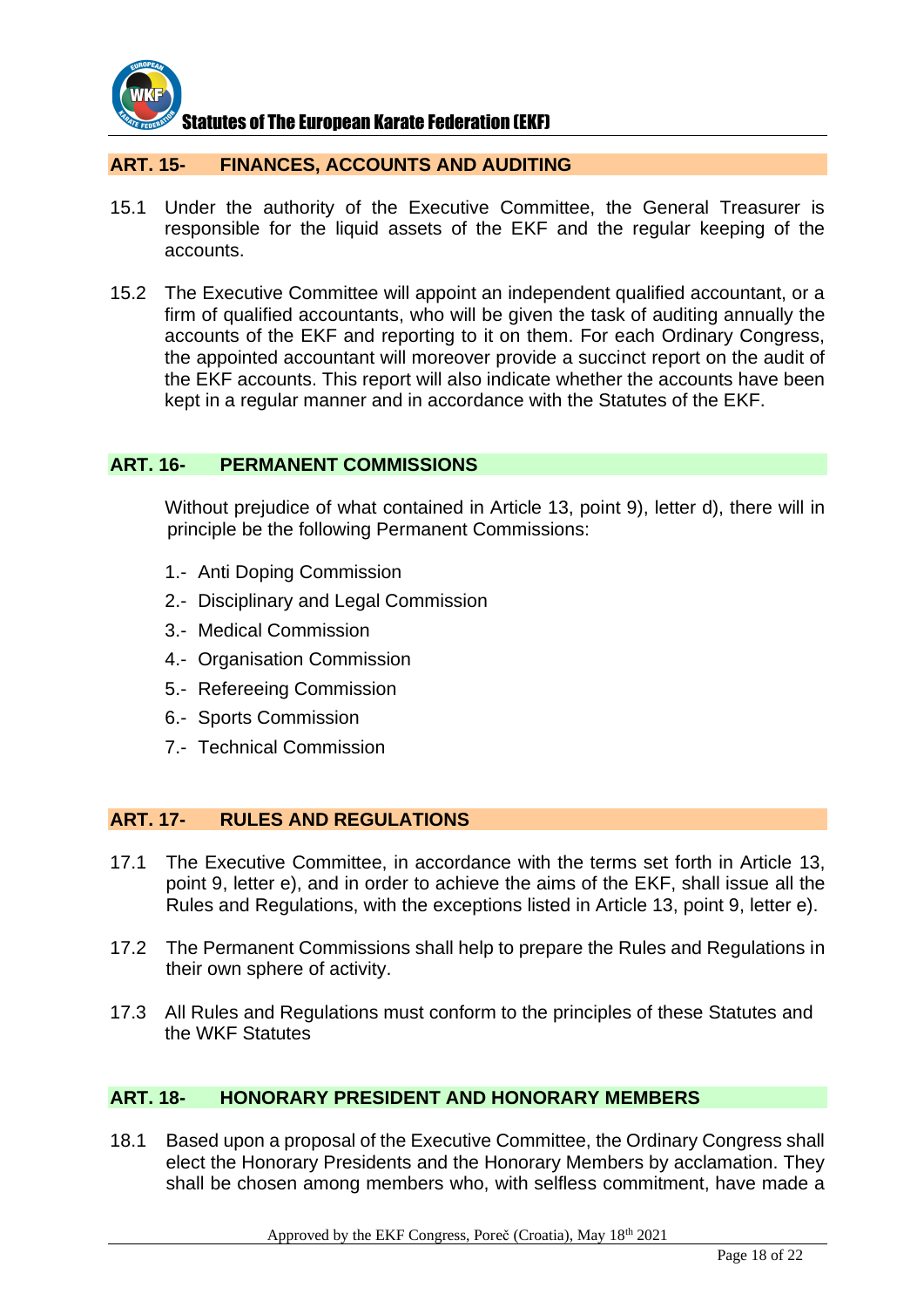## ART. 15- FINANCES, ACCOUNTS AND AUDITING

15.1 Under the authority of the Executive Committee, the General Treasurer is responsible for the liquid assets of the EKF and the regular keeping of the accounts.

15.2 The Executive Committee will appoint an independent qualified accountant, or a firm of qualified accountants, who will be given the task of auditing annually the accounts of the EKF and reporting to it on them. For each Ordinary Congress, the appointed accountant will moreover provide a succinct report on the audit of the EKF accounts. This report will also indicate whether the accounts have been kept in a regular manner and in accordance with the Statutes of the EKF.

## ART. 16- PERMANENT COMMISSIONS

Without prejudice of what contained in Article 13, point 9), letter d), there will in principle be the following Permanent Commissions:

1.- Anti Doping Commission
2.- Disciplinary and Legal Commission
3.- Medical Commission
4.- Organisation Commission
5.- Refereeing Commission
6.- Sports Commission
7.- Technical Commission

## ART. 17- RULES AND REGULATIONS

17.1 The Executive Committee, in accordance with the terms set forth in Article 13, point 9, letter e), and in order to achieve the aims of the EKF, shall issue all the Rules and Regulations, with the exceptions listed in Article 13, point 9, letter e).

17.2 The Permanent Commissions shall help to prepare the Rules and Regulations in their own sphere of activity.

17.3 All Rules and Regulations must conform to the principles of these Statutes and the WKF Statutes

## ART. 18- HONORARY PRESIDENT AND HONORARY MEMBERS

18.1 Based upon a proposal of the Executive Committee, the Ordinary Congress shall elect the Honorary Presidents and the Honorary Members by acclamation. They shall be chosen among members who, with selfless commitment, have made a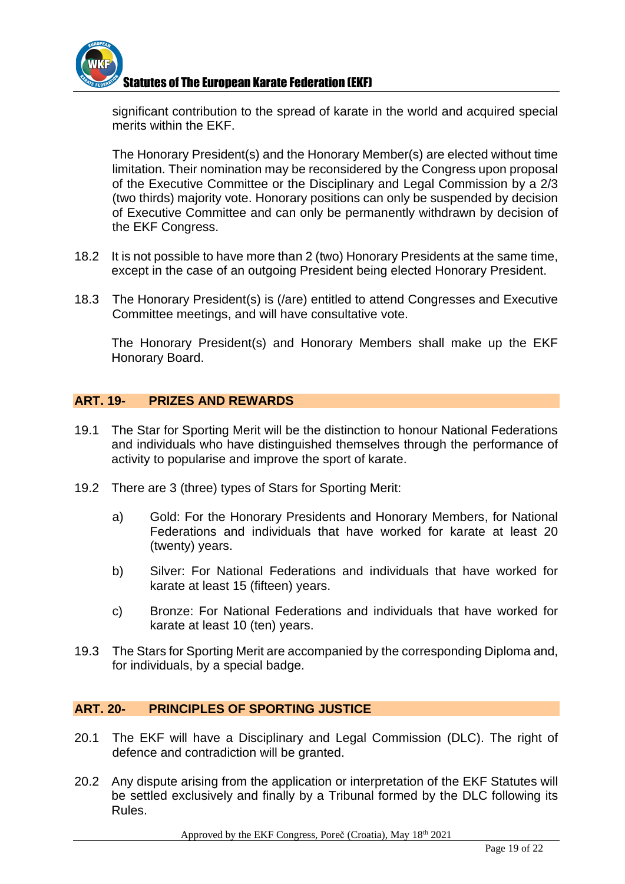significant contribution to the spread of karate in the world and acquired special merits within the EKF.

The Honorary President(s) and the Honorary Member(s) are elected without time limitation. Their nomination may be reconsidered by the Congress upon proposal of the Executive Committee or the Disciplinary and Legal Commission by a 2/3 (two thirds) majority vote. Honorary positions can only be suspended by decision of Executive Committee and can only be permanently withdrawn by decision of the EKF Congress.

18.2 It is not possible to have more than 2 (two) Honorary Presidents at the same time, except in the case of an outgoing President being elected Honorary President.

18.3 The Honorary President(s) is (/are) entitled to attend Congresses and Executive Committee meetings, and will have consultative vote.

The Honorary President(s) and Honorary Members shall make up the EKF Honorary Board.

## ART. 19- PRIZES AND REWARDS

19.1 The Star for Sporting Merit will be the distinction to honour National Federations and individuals who have distinguished themselves through the performance of activity to popularise and improve the sport of karate.

19.2 There are 3 (three) types of Stars for Sporting Merit:

a) Gold: For the Honorary Presidents and Honorary Members, for National Federations and individuals that have worked for karate at least 20 (twenty) years.

b) Silver: For National Federations and individuals that have worked for karate at least 15 (fifteen) years.

c) Bronze: For National Federations and individuals that have worked for karate at least 10 (ten) years.

19.3 The Stars for Sporting Merit are accompanied by the corresponding Diploma and, for individuals, by a special badge.

## ART. 20- PRINCIPLES OF SPORTING JUSTICE

20.1 The EKF will have a Disciplinary and Legal Commission (DLC). The right of defence and contradiction will be granted.

20.2 Any dispute arising from the application or interpretation of the EKF Statutes will be settled exclusively and finally by a Tribunal formed by the DLC following its Rules.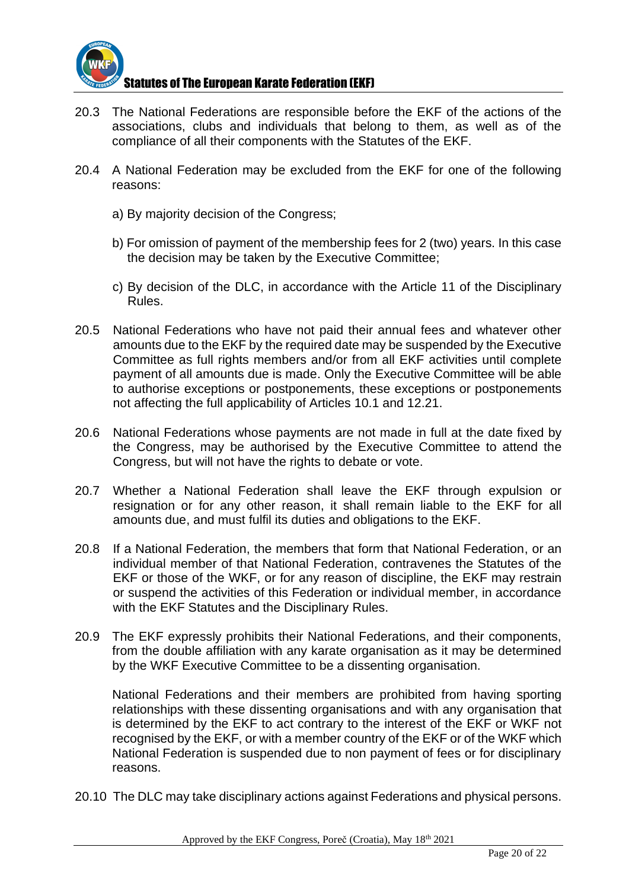20.3 The National Federations are responsible before the EKF of the actions of the associations, clubs and individuals that belong to them, as well as of the compliance of all their components with the Statutes of the EKF.

20.4 A National Federation may be excluded from the EKF for one of the following reasons:

a) By majority decision of the Congress;

b) For omission of payment of the membership fees for 2 (two) years. In this case the decision may be taken by the Executive Committee;

c) By decision of the DLC, in accordance with the Article 11 of the Disciplinary Rules.

20.5 National Federations who have not paid their annual fees and whatever other amounts due to the EKF by the required date may be suspended by the Executive Committee as full rights members and/or from all EKF activities until complete payment of all amounts due is made. Only the Executive Committee will be able to authorise exceptions or postponements, these exceptions or postponements not affecting the full applicability of Articles 10.1 and 12.21.

20.6 National Federations whose payments are not made in full at the date fixed by the Congress, may be authorised by the Executive Committee to attend the Congress, but will not have the rights to debate or vote.

20.7 Whether a National Federation shall leave the EKF through expulsion or resignation or for any other reason, it shall remain liable to the EKF for all amounts due, and must fulfil its duties and obligations to the EKF.

20.8 If a National Federation, the members that form that National Federation, or an individual member of that National Federation, contravenes the Statutes of the EKF or those of the WKF, or for any reason of discipline, the EKF may restrain or suspend the activities of this Federation or individual member, in accordance with the EKF Statutes and the Disciplinary Rules.

20.9 The EKF expressly prohibits their National Federations, and their components, from the double affiliation with any karate organisation as it may be determined by the WKF Executive Committee to be a dissenting organisation.

National Federations and their members are prohibited from having sporting relationships with these dissenting organisations and with any organisation that is determined by the EKF to act contrary to the interest of the EKF or WKF not recognised by the EKF, or with a member country of the EKF or of the WKF which National Federation is suspended due to non payment of fees or for disciplinary reasons.

20.10 The DLC may take disciplinary actions against Federations and physical persons.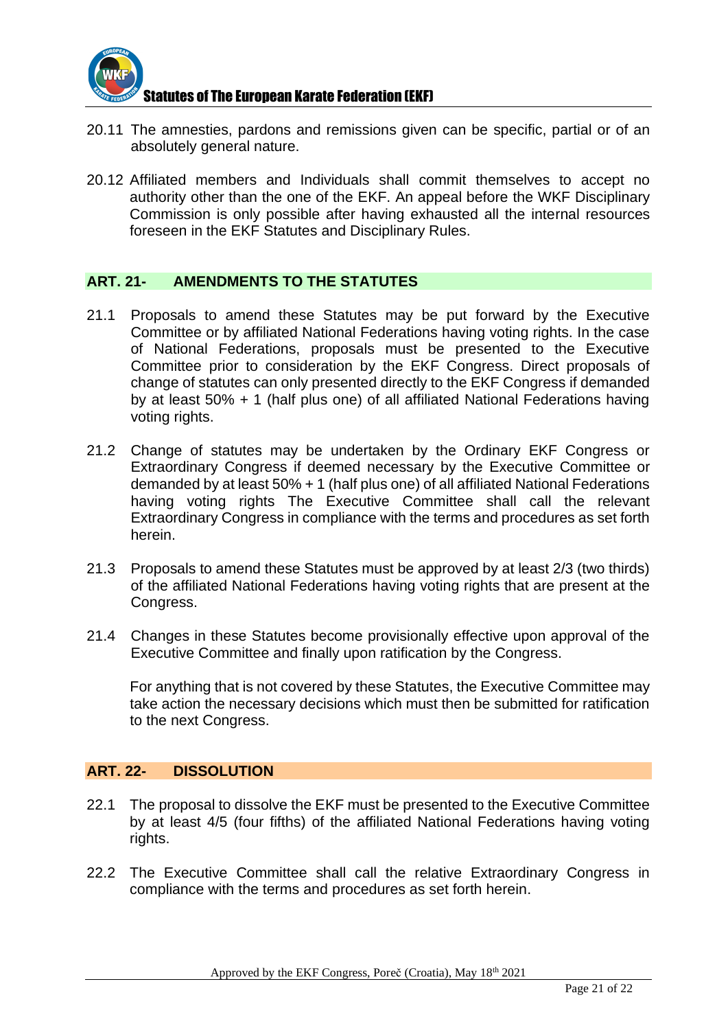20.11 The amnesties, pardons and remissions given can be specific, partial or of an absolutely general nature.

20.12 Affiliated members and Individuals shall commit themselves to accept no authority other than the one of the EKF. An appeal before the WKF Disciplinary Commission is only possible after having exhausted all the internal resources foreseen in the EKF Statutes and Disciplinary Rules.

## ART. 21- AMENDMENTS TO THE STATUTES

21.1 Proposals to amend these Statutes may be put forward by the Executive Committee or by affiliated National Federations having voting rights. In the case of National Federations, proposals must be presented to the Executive Committee prior to consideration by the EKF Congress. Direct proposals of change of statutes can only presented directly to the EKF Congress if demanded by at least 50% + 1 (half plus one) of all affiliated National Federations having voting rights.

21.2 Change of statutes may be undertaken by the Ordinary EKF Congress or Extraordinary Congress if deemed necessary by the Executive Committee or demanded by at least 50% + 1 (half plus one) of all affiliated National Federations having voting rights The Executive Committee shall call the relevant Extraordinary Congress in compliance with the terms and procedures as set forth herein.

21.3 Proposals to amend these Statutes must be approved by at least 2/3 (two thirds) of the affiliated National Federations having voting rights that are present at the Congress.

21.4 Changes in these Statutes become provisionally effective upon approval of the Executive Committee and finally upon ratification by the Congress.

For anything that is not covered by these Statutes, the Executive Committee may take action the necessary decisions which must then be submitted for ratification to the next Congress.

## ART. 22- DISSOLUTION

22.1 The proposal to dissolve the EKF must be presented to the Executive Committee by at least 4/5 (four fifths) of the affiliated National Federations having voting rights.

22.2 The Executive Committee shall call the relative Extraordinary Congress in compliance with the terms and procedures as set forth herein.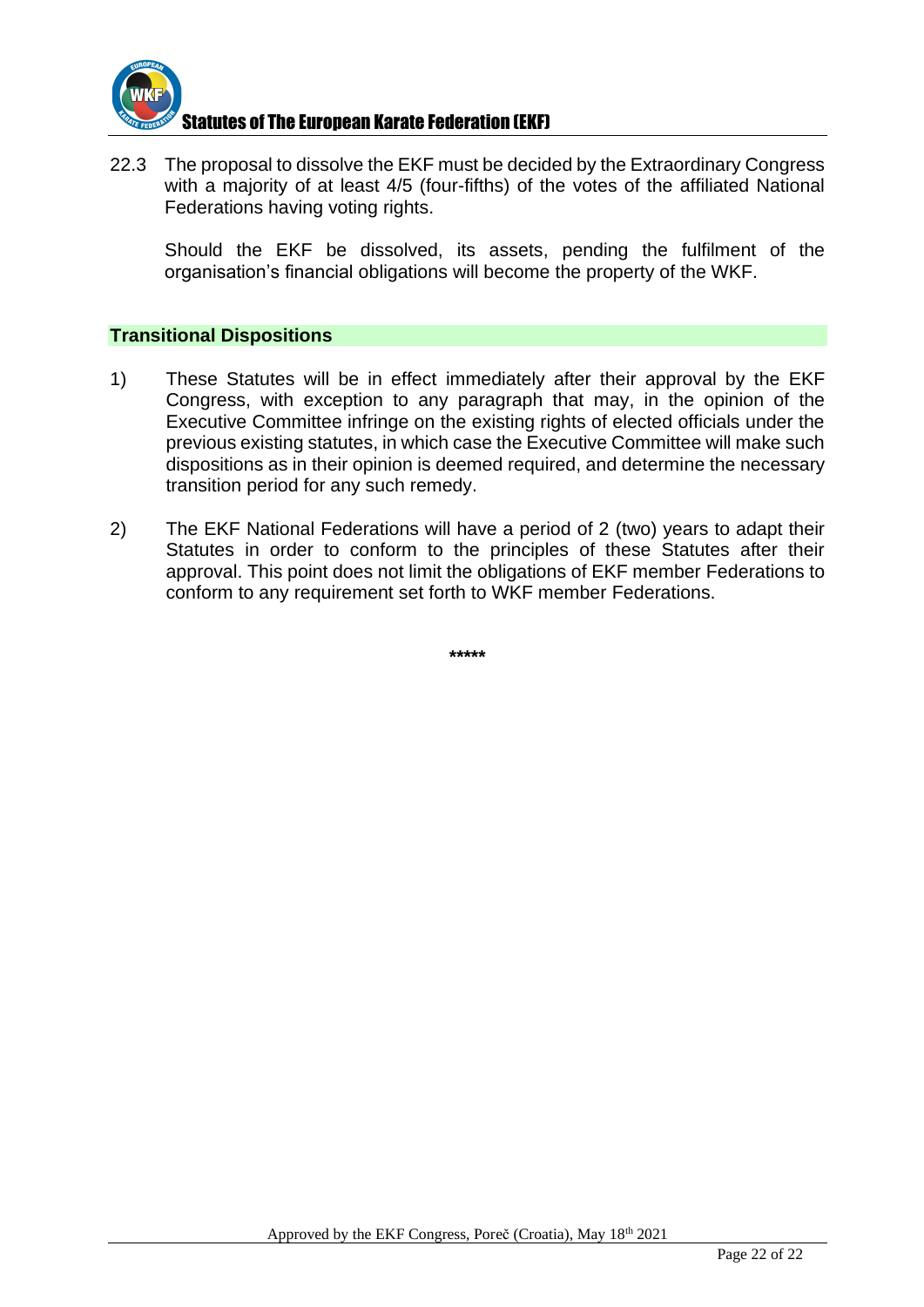22.3 The proposal to dissolve the EKF must be decided by the Extraordinary Congress with a majority of at least 4/5 (four-fifths) of the votes of the affiliated National Federations having voting rights.

Should the EKF be dissolved, its assets, pending the fulfilment of the organisation's financial obligations will become the property of the WKF.

## Transitional Dispositions

1) These Statutes will be in effect immediately after their approval by the EKF Congress, with exception to any paragraph that may, in the opinion of the Executive Committee infringe on the existing rights of elected officials under the previous existing statutes, in which case the Executive Committee will make such dispositions as in their opinion is deemed required, and determine the necessary transition period for any such remedy.

2) The EKF National Federations will have a period of 2 (two) years to adapt their Statutes in order to conform to the principles of these Statutes after their approval. This point does not limit the obligations of EKF member Federations to conform to any requirement set forth to WKF member Federations.

*****